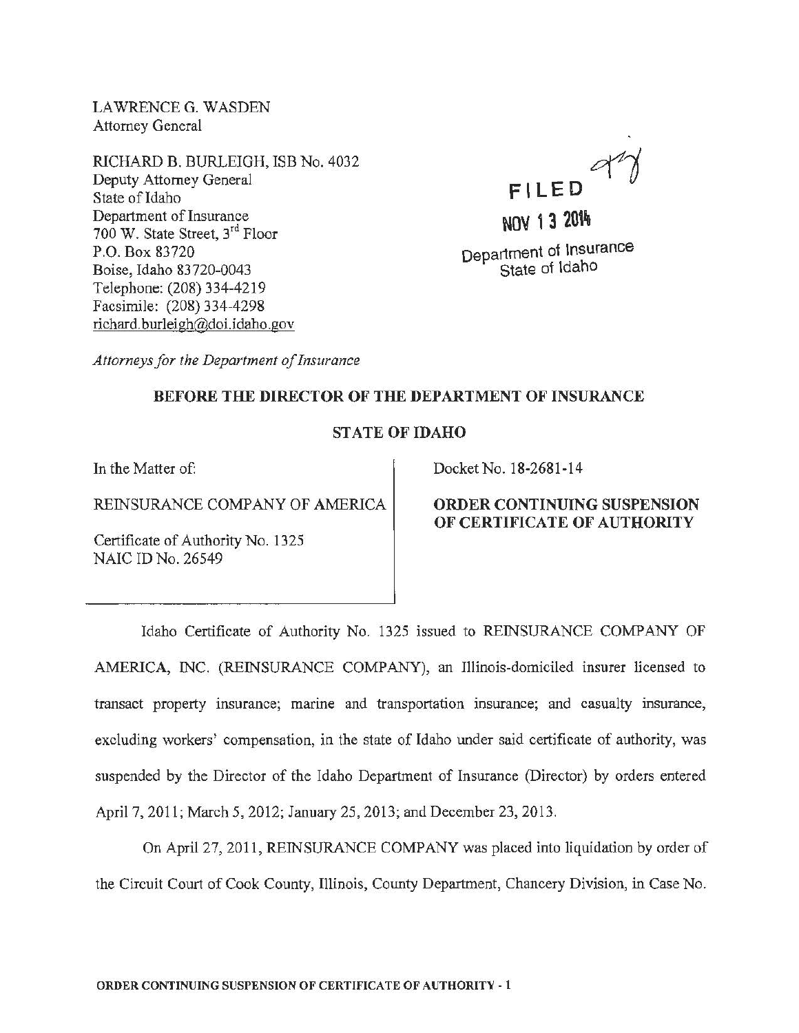LAWRENCE G. WASDEN
Attorney General

RICHARD B. BURLEIGH, ISB No. 4032
Deputy Attorney General
State of Idaho
Department of Insurance
700 W. State Street, 3rd Floor
P.O. Box 83720
Boise, Idaho 83720-0043
Telephone: (208) 334-4219
Facsimile: (208) 334-4298
richard.burleigh@doi.idaho.gov

FILED
NOV 13 2014
Department of Insurance
State of Idaho

*Attorneys for the Department of Insurance*

**BEFORE THE DIRECTOR OF THE DEPARTMENT OF INSURANCE**

**STATE OF IDAHO**

In the Matter of:

REINSURANCE COMPANY OF AMERICA

Certificate of Authority No. 1325
NAIC ID No. 26549

Docket No. 18-2681-14

**ORDER CONTINUING SUSPENSION OF CERTIFICATE OF AUTHORITY**

Idaho Certificate of Authority No. 1325 issued to REINSURANCE COMPANY OF AMERICA, INC. (REINSURANCE COMPANY), an Illinois-domiciled insurer licensed to transact property insurance; marine and transportation insurance; and casualty insurance, excluding workers' compensation, in the state of Idaho under said certificate of authority, was suspended by the Director of the Idaho Department of Insurance (Director) by orders entered April 7, 2011; March 5, 2012; January 25, 2013; and December 23, 2013.

On April 27, 2011, REINSURANCE COMPANY was placed into liquidation by order of the Circuit Court of Cook County, Illinois, County Department, Chancery Division, in Case No.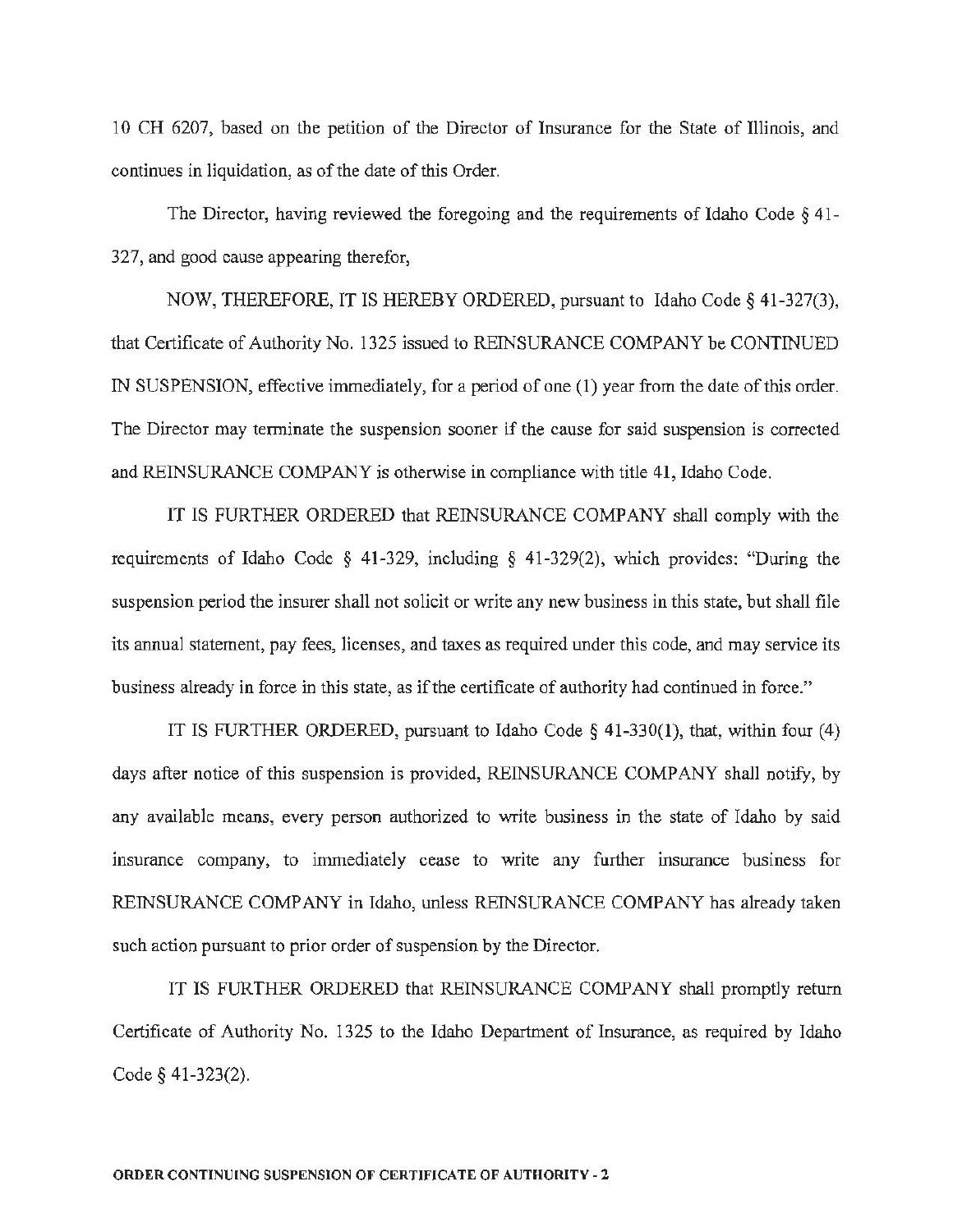10 CH 6207, based on the petition of the Director of Insurance for the State of Illinois, and continues in liquidation, as of the date of this Order.

The Director, having reviewed the foregoing and the requirements of Idaho Code § 41-327, and good cause appearing therefor,

NOW, THEREFORE, IT IS HEREBY ORDERED, pursuant to Idaho Code § 41-327(3), that Certificate of Authority No. 1325 issued to REINSURANCE COMPANY be CONTINUED IN SUSPENSION, effective immediately, for a period of one (1) year from the date of this order. The Director may terminate the suspension sooner if the cause for said suspension is corrected and REINSURANCE COMPANY is otherwise in compliance with title 41, Idaho Code.

IT IS FURTHER ORDERED that REINSURANCE COMPANY shall comply with the requirements of Idaho Code § 41-329, including § 41-329(2), which provides: "During the suspension period the insurer shall not solicit or write any new business in this state, but shall file its annual statement, pay fees, licenses, and taxes as required under this code, and may service its business already in force in this state, as if the certificate of authority had continued in force."

IT IS FURTHER ORDERED, pursuant to Idaho Code § 41-330(1), that, within four (4) days after notice of this suspension is provided, REINSURANCE COMPANY shall notify, by any available means, every person authorized to write business in the state of Idaho by said insurance company, to immediately cease to write any further insurance business for REINSURANCE COMPANY in Idaho, unless REINSURANCE COMPANY has already taken such action pursuant to prior order of suspension by the Director.

IT IS FURTHER ORDERED that REINSURANCE COMPANY shall promptly return Certificate of Authority No. 1325 to the Idaho Department of Insurance, as required by Idaho Code § 41-323(2).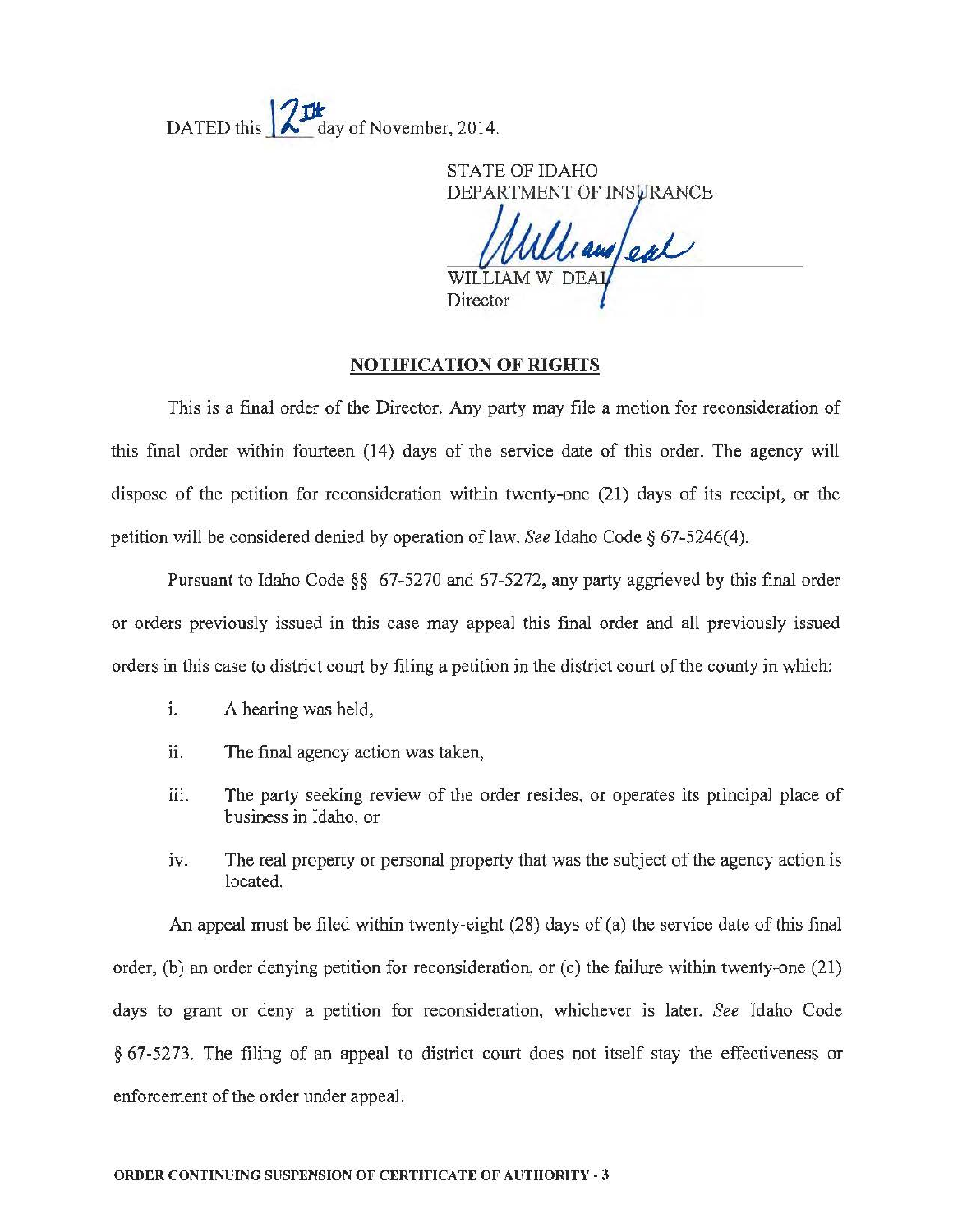DATED this 12th day of November, 2014.

STATE OF IDAHO
DEPARTMENT OF INSURANCE

WILLIAM W. DEAL
Director

## NOTIFICATION OF RIGHTS

This is a final order of the Director. Any party may file a motion for reconsideration of this final order within fourteen (14) days of the service date of this order. The agency will dispose of the petition for reconsideration within twenty-one (21) days of its receipt, or the petition will be considered denied by operation of law. *See* Idaho Code § 67-5246(4).

Pursuant to Idaho Code §§ 67-5270 and 67-5272, any party aggrieved by this final order or orders previously issued in this case may appeal this final order and all previously issued orders in this case to district court by filing a petition in the district court of the county in which:

i. A hearing was held,

ii. The final agency action was taken,

iii. The party seeking review of the order resides, or operates its principal place of business in Idaho, or

iv. The real property or personal property that was the subject of the agency action is located.

An appeal must be filed within twenty-eight (28) days of (a) the service date of this final order, (b) an order denying petition for reconsideration, or (c) the failure within twenty-one (21) days to grant or deny a petition for reconsideration, whichever is later. *See* Idaho Code § 67-5273. The filing of an appeal to district court does not itself stay the effectiveness or enforcement of the order under appeal.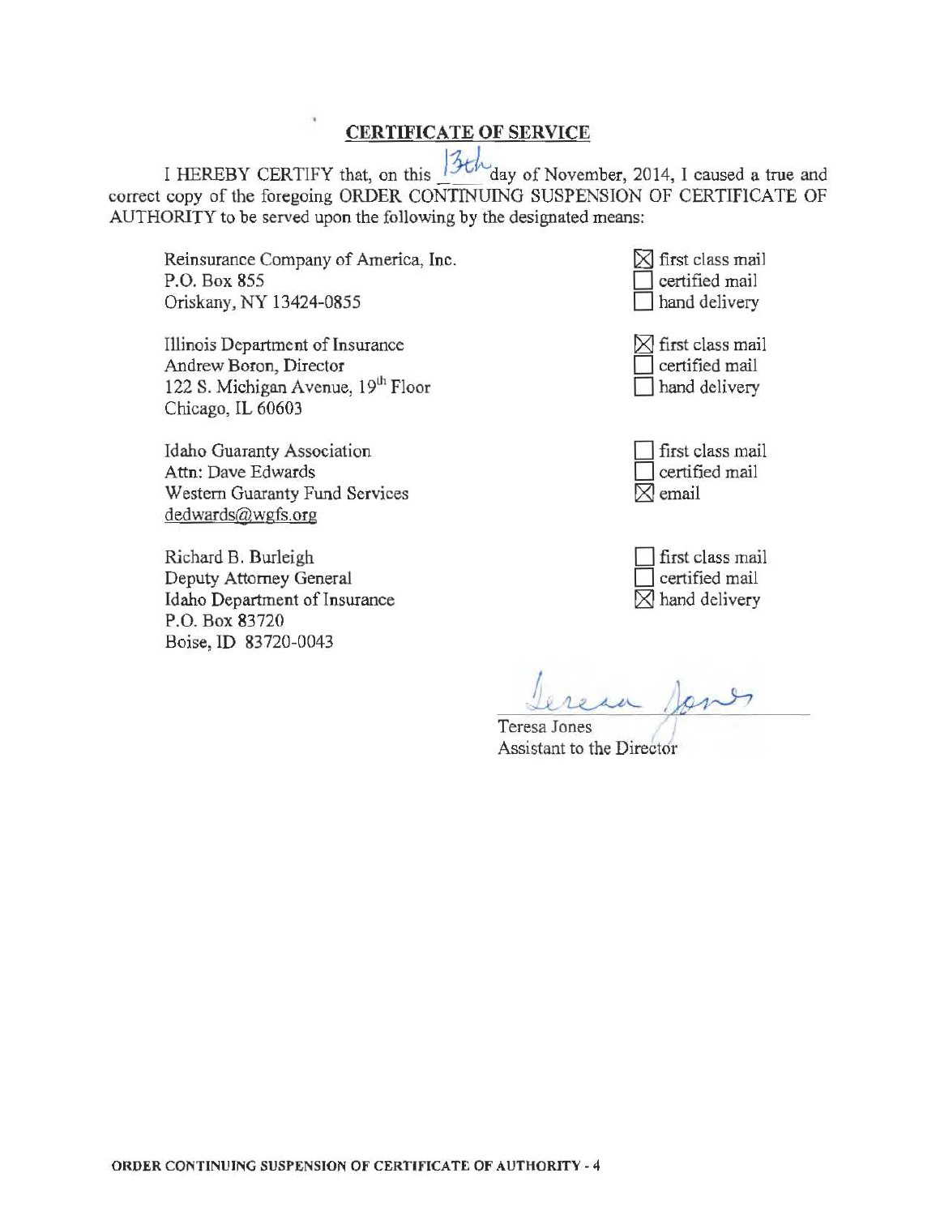## CERTIFICATE OF SERVICE

I HEREBY CERTIFY that, on this 13th day of November, 2014, I caused a true and correct copy of the foregoing ORDER CONTINUING SUSPENSION OF CERTIFICATE OF AUTHORITY to be served upon the following by the designated means:

| | |
|---|---|
| Reinsurance Company of America, Inc.<br>P.O. Box 855<br>Oriskany, NY 13424-0855 | ☒ first class mail<br>☐ certified mail<br>☐ hand delivery |
| Illinois Department of Insurance<br>Andrew Boron, Director<br>122 S. Michigan Avenue, 19th Floor<br>Chicago, IL 60603 | ☒ first class mail<br>☐ certified mail<br>☐ hand delivery |
| Idaho Guaranty Association<br>Attn: Dave Edwards<br>Western Guaranty Fund Services<br>dedwards@wgfs.org | ☐ first class mail<br>☐ certified mail<br>☒ email |
| Richard B. Burleigh<br>Deputy Attorney General<br>Idaho Department of Insurance<br>P.O. Box 83720<br>Boise, ID 83720-0043 | ☐ first class mail<br>☐ certified mail<br>☒ hand delivery |

Teresa Jones
Assistant to the Director